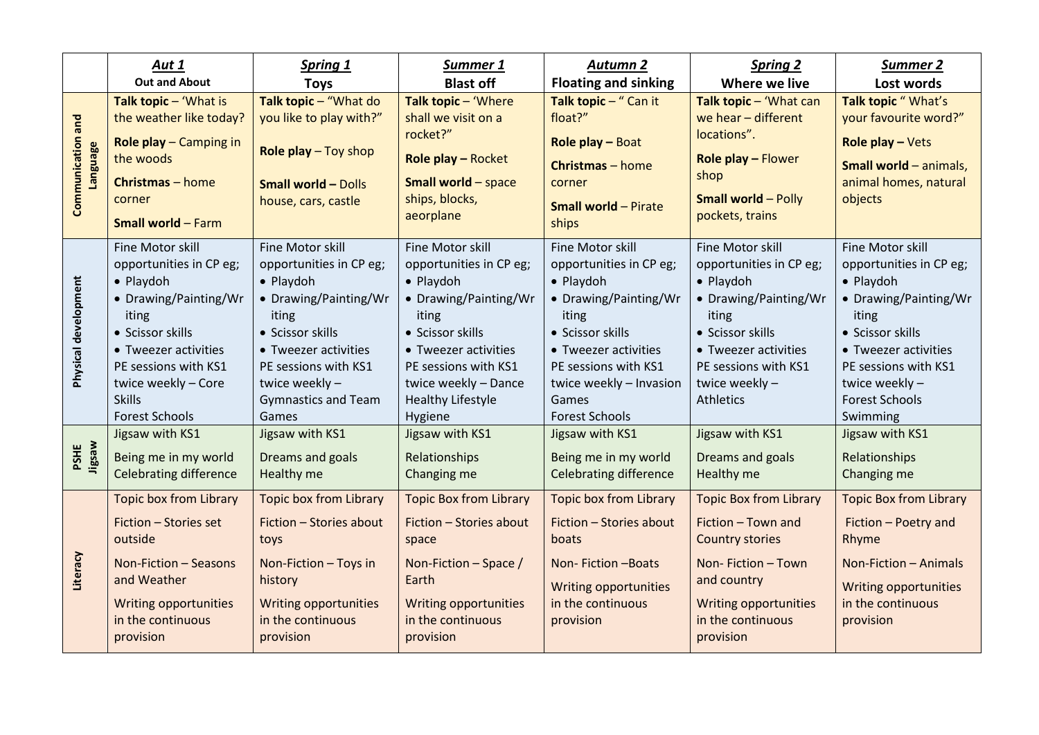| | ***Aut 1*** **Out and About** | ***Spring 1*** **Toys** | ***Summer 1*** **Blast off** | ***Autumn 2*** **Floating and sinking** | ***Spring 2*** **Where we live** | ***Summer 2*** **Lost words** |
|---|---|---|---|---|---|---|
| **Communication and Language** | **Talk topic** – 'What is the weather like today?<br><br>**Role play** – Camping in the woods<br><br>**Christmas** – home corner<br><br>**Small world** – Farm | **Talk topic** – "What do you like to play with?"<br><br>**Role play** – Toy shop<br><br>**Small world –** Dolls house, cars, castle | **Talk topic** – 'Where shall we visit on a rocket?"<br><br>**Role play –** Rocket<br><br>**Small world** – space ships, blocks, aeroplane | **Talk topic** – " Can it float?"<br><br>**Role play –** Boat<br><br>**Christmas** – home corner<br><br>**Small world** – Pirate ships | **Talk topic** – 'What can we hear – different locations".<br><br>**Role play –** Flower shop<br><br>**Small world** – Polly pockets, trains | **Talk topic** " What's your favourite word?"<br><br>**Role play –** Vets<br><br>**Small world** – animals, animal homes, natural objects |
| **Physical development** | Fine Motor skill opportunities in CP eg;<br>• Playdoh<br>• Drawing/Painting/Writing<br>• Scissor skills<br>• Tweezer activities<br>PE sessions with KS1 twice weekly – Core Skills<br>Forest Schools | Fine Motor skill opportunities in CP eg;<br>• Playdoh<br>• Drawing/Painting/Writing<br>• Scissor skills<br>• Tweezer activities<br>PE sessions with KS1 twice weekly – Gymnastics and Team Games | Fine Motor skill opportunities in CP eg;<br>• Playdoh<br>• Drawing/Painting/Writing<br>• Scissor skills<br>• Tweezer activities<br>PE sessions with KS1 twice weekly – Dance<br>Healthy Lifestyle<br>Hygiene | Fine Motor skill opportunities in CP eg;<br>• Playdoh<br>• Drawing/Painting/Writing<br>• Scissor skills<br>• Tweezer activities<br>PE sessions with KS1 twice weekly – Invasion Games<br>Forest Schools | Fine Motor skill opportunities in CP eg;<br>• Playdoh<br>• Drawing/Painting/Writing<br>• Scissor skills<br>• Tweezer activities<br>PE sessions with KS1 twice weekly – Athletics | Fine Motor skill opportunities in CP eg;<br>• Playdoh<br>• Drawing/Painting/Writing<br>• Scissor skills<br>• Tweezer activities<br>PE sessions with KS1 twice weekly –<br>Forest Schools<br>Swimming |
| **PSHE Jigsaw** | Jigsaw with KS1<br><br>Being me in my world<br>Celebrating difference | Jigsaw with KS1<br><br>Dreams and goals<br>Healthy me | Jigsaw with KS1<br><br>Relationships<br>Changing me | Jigsaw with KS1<br><br>Being me in my world<br>Celebrating difference | Jigsaw with KS1<br><br>Dreams and goals<br>Healthy me | Jigsaw with KS1<br><br>Relationships<br>Changing me |
| **Literacy** | Topic box from Library<br><br>Fiction – Stories set outside<br><br>Non-Fiction – Seasons and Weather<br><br>Writing opportunities in the continuous provision | Topic box from Library<br><br>Fiction – Stories about toys<br><br>Non-Fiction – Toys in history<br><br>Writing opportunities in the continuous provision | Topic Box from Library<br><br>Fiction – Stories about space<br><br>Non-Fiction – Space / Earth<br><br>Writing opportunities in the continuous provision | Topic box from Library<br><br>Fiction – Stories about boats<br><br>Non- Fiction –Boats<br><br>Writing opportunities in the continuous provision | Topic Box from Library<br><br>Fiction – Town and Country stories<br><br>Non- Fiction – Town and country<br><br>Writing opportunities in the continuous provision | Topic Box from Library<br><br>Fiction – Poetry and Rhyme<br><br>Non-Fiction – Animals<br><br>Writing opportunities in the continuous provision |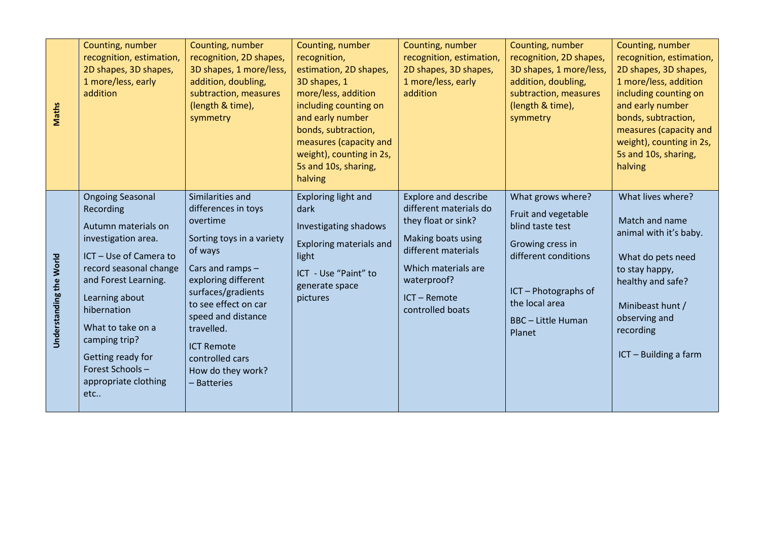| | | | | | | |
|---|---|---|---|---|---|---|
| **Maths** | Counting, number recognition, estimation, 2D shapes, 3D shapes, 1 more/less, early addition | Counting, number recognition, 2D shapes, 3D shapes, 1 more/less, addition, doubling, subtraction, measures (length & time), symmetry | Counting, number recognition, estimation, 2D shapes, 3D shapes, 1 more/less, addition including counting on and early number bonds, subtraction, measures (capacity and weight), counting in 2s, 5s and 10s, sharing, halving | Counting, number recognition, estimation, 2D shapes, 3D shapes, 1 more/less, early addition | Counting, number recognition, 2D shapes, 3D shapes, 1 more/less, addition, doubling, subtraction, measures (length & time), symmetry | Counting, number recognition, estimation, 2D shapes, 3D shapes, 1 more/less, addition including counting on and early number bonds, subtraction, measures (capacity and weight), counting in 2s, 5s and 10s, sharing, halving |
| **Understanding the World** | Ongoing Seasonal Recording<br><br>Autumn materials on investigation area.<br><br>ICT – Use of Camera to record seasonal change and Forest Learning.<br><br>Learning about hibernation<br><br>What to take on a camping trip?<br><br>Getting ready for Forest Schools – appropriate clothing etc.. | Similarities and differences in toys overtime<br><br>Sorting toys in a variety of ways<br><br>Cars and ramps – exploring different surfaces/gradients to see effect on car speed and distance travelled.<br><br>ICT Remote controlled cars<br>How do they work? – Batteries | Exploring light and dark<br><br>Investigating shadows<br><br>Exploring materials and light<br><br>ICT - Use "Paint" to generate space pictures | Explore and describe different materials do they float or sink?<br><br>Making boats using different materials<br><br>Which materials are waterproof?<br><br>ICT – Remote controlled boats | What grows where?<br><br>Fruit and vegetable blind taste test<br><br>Growing cress in different conditions<br><br>ICT – Photographs of the local area<br><br>BBC – Little Human Planet | What lives where?<br><br>Match and name animal with it's baby.<br><br>What do pets need to stay happy, healthy and safe?<br><br>Minibeast hunt / observing and recording<br><br>ICT – Building a farm |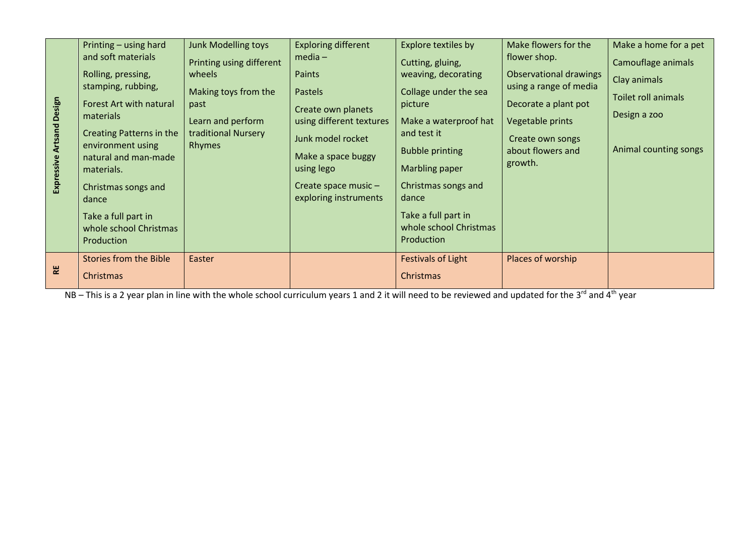| | | | | | | |
|---|---|---|---|---|---|---|
| **Expressive Artsand Design** | Printing – using hard and soft materials<br>Rolling, pressing, stamping, rubbing,<br>Forest Art with natural materials<br>Creating Patterns in the environment using natural and man-made materials.<br>Christmas songs and dance<br>Take a full part in whole school Christmas Production | Junk Modelling toys<br>Printing using different wheels<br>Making toys from the past<br>Learn and perform traditional Nursery Rhymes | Exploring different media –<br>Paints<br>Pastels<br>Create own planets using different textures<br>Junk model rocket<br>Make a space buggy using lego<br>Create space music – exploring instruments | Explore textiles by<br>Cutting, gluing, weaving, decorating<br>Collage under the sea picture<br>Make a waterproof hat and test it<br>Bubble printing<br>Marbling paper<br>Christmas songs and dance<br>Take a full part in whole school Christmas Production | Make flowers for the flower shop.<br>Observational drawings using a range of media<br>Decorate a plant pot<br>Vegetable prints<br>Create own songs about flowers and growth. | Make a home for a pet<br>Camouflage animals<br>Clay animals<br>Toilet roll animals<br>Design a zoo<br>Animal counting songs |
| **RE** | Stories from the Bible<br>Christmas | Easter | | Festivals of Light<br>Christmas | Places of worship | |

NB – This is a 2 year plan in line with the whole school curriculum years 1 and 2 it will need to be reviewed and updated for the 3rd and 4th year